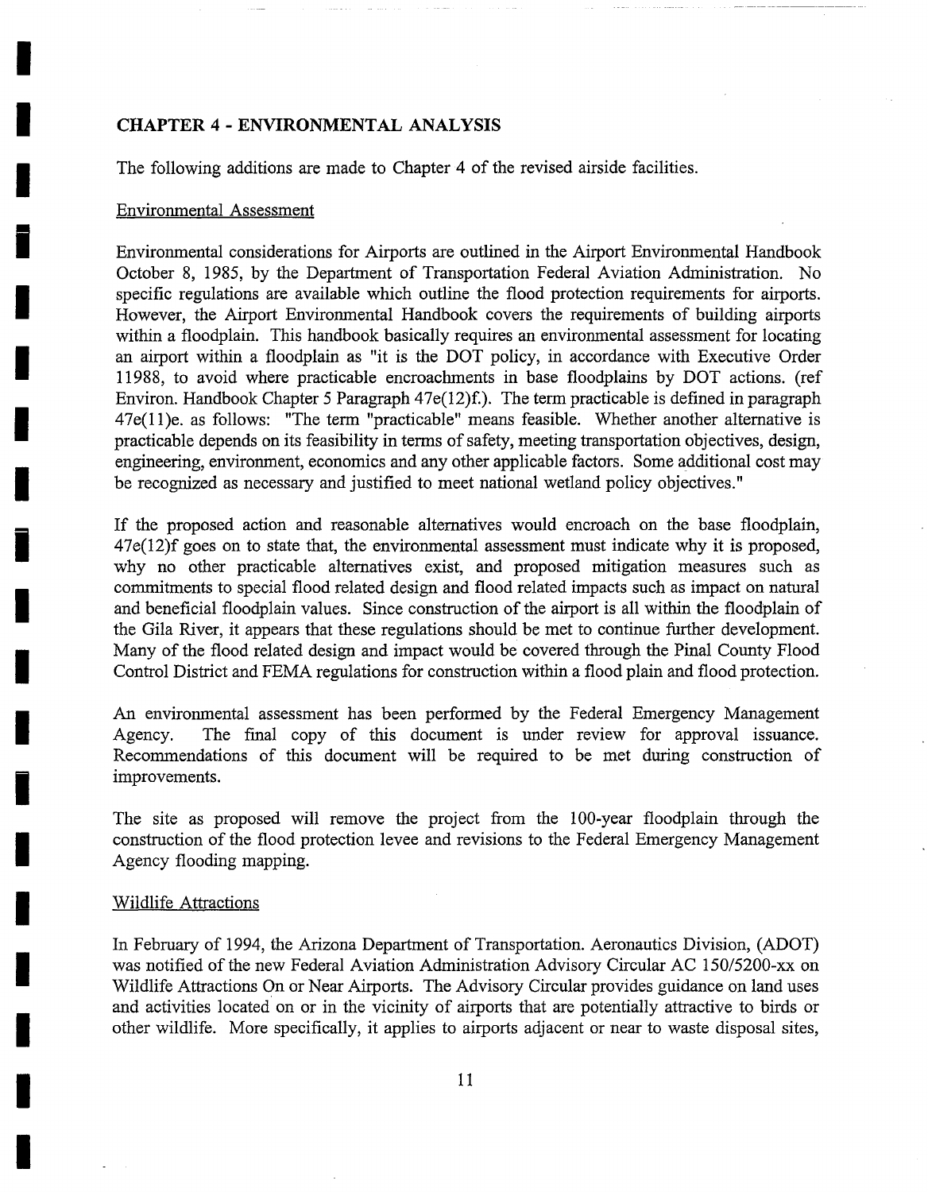# CHAPTER 4 - ENVIRONMENTAL ANALYSIS

The following additions are made to Chapter 4 of the revised airside facilities.

## Environmental Assessment

Environmental considerations for Airports are outlined in the Airport Environmental Handbook October 8, 1985, by the Department of Transportation Federal Aviation Administration. No specific regulations are available which outline the flood protection requirements for airports. However, the Airport Environmental Handbook covers the requirements of building airports within a floodplain. This handbook basically requires an environmental assessment for locating an airport within a floodplain as "it is the DOT policy, in accordance with Executive Order 11988, to avoid where practicable encroachments in base floodplains by DOT actions. (ref Environ. Handbook Chapter 5 Paragraph 47e(12)f.). The term practicable is defined in paragraph 47e(11)e. as follows: "The term "practicable" means feasible. Whether another alternative is practicable depends on its feasibility in terms of safety, meeting transportation objectives, design, engineering, environment, economics and any other applicable factors. Some additional cost may be recognized as necessary and justified to meet national wetland policy objectives."

If the proposed action and reasonable alternatives would encroach on the base floodplain, 47e(12)f goes on to state that, the environmental assessment must indicate why it is proposed, why no other practicable alternatives exist, and proposed mitigation measures such as commitments to special flood related design and flood related impacts such as impact on natural and beneficial floodplain values. Since construction of the airport is all within the floodplain of the Gila River, it appears that these regulations should be met to continue further development. Many of the flood related design and impact would be covered through the Pinal County Flood Control District and FEMA regulations for construction within a flood plain and flood protection.

An environmental assessment has been performed by the Federal Emergency Management Agency. The final copy of this document is under review for approval issuance. Recommendations of this document will be required to be met during construction of improvements.

The site as proposed will remove the project from the 100-year floodplain through the construction of the flood protection levee and revisions to the Federal Emergency Management Agency flooding mapping.

## Wildlife Attractions

In February of 1994, the Arizona Department of Transportation. Aeronautics Division, (ADOT) was notified of the new Federal Aviation Administration Advisory Circular AC 150/5200-xx on Wildlife Attractions On or Near Airports. The Advisory Circular provides guidance on land uses and activities located on or in the vicinity of airports that are potentially attractive to birds or other wildlife. More specifically, it applies to airports adjacent or near to waste disposal sites,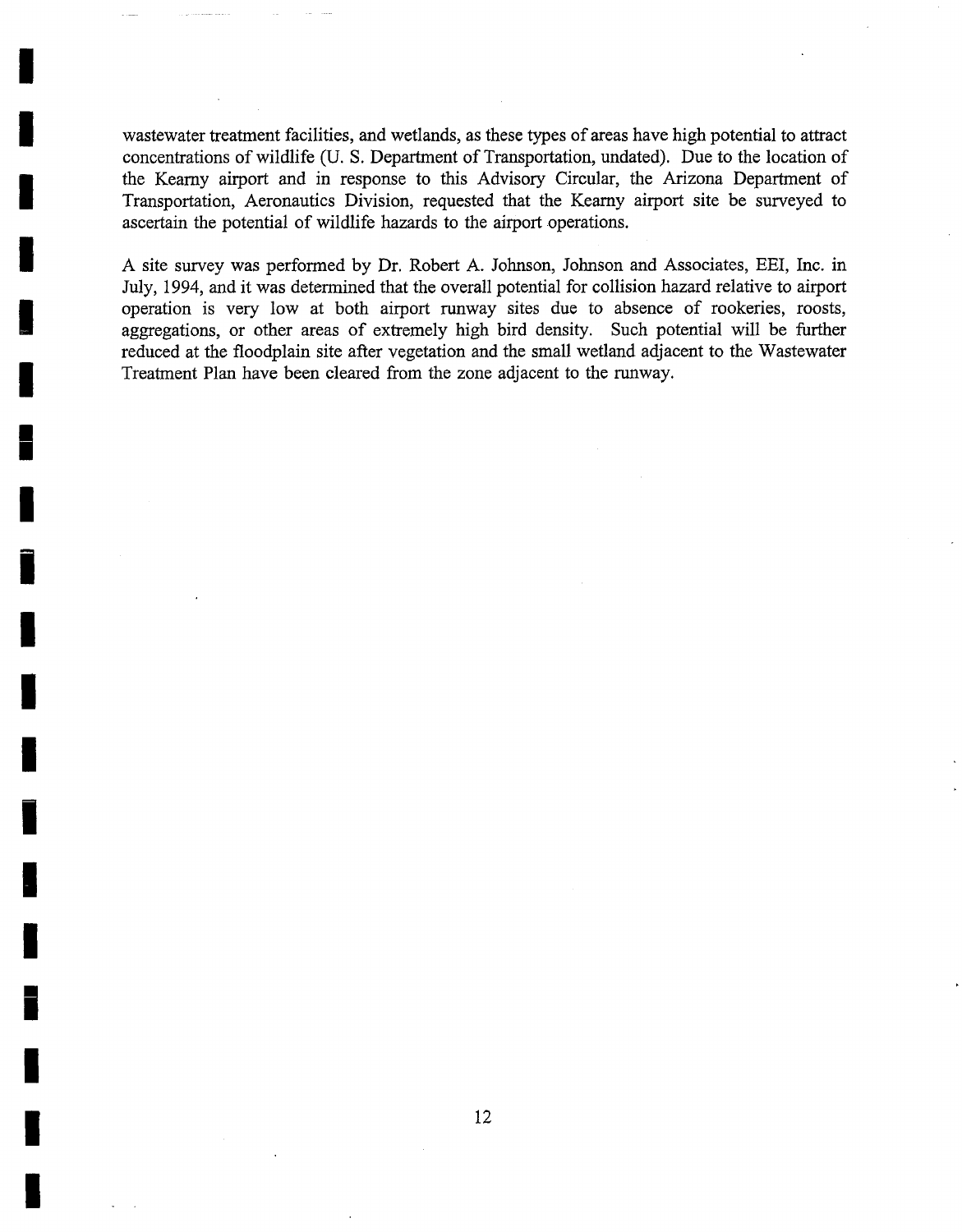wastewater treatment facilities, and wetlands, as these types of areas have high potential to attract concentrations of wildlife (U. S. Department of Transportation, undated). Due to the location of the Kearny airport and in response to this Advisory Circular, the Arizona Department of Transportation, Aeronautics Division, requested that the Kearny airport site be surveyed to ascertain the potential of wildlife hazards to the airport operations.

A site survey was performed by Dr. Robert A. Johnson, Johnson and Associates, EEI, Inc. in July, 1994, and it was determined that the overall potential for collision hazard relative to airport operation is very low at both airport runway sites due to absence of rookeries, roosts, aggregations, or other areas of extremely high bird density. Such potential will be further reduced at the floodplain site after vegetation and the small wetland adjacent to the Wastewater Treatment Plan have been cleared from the zone adjacent to the runway.